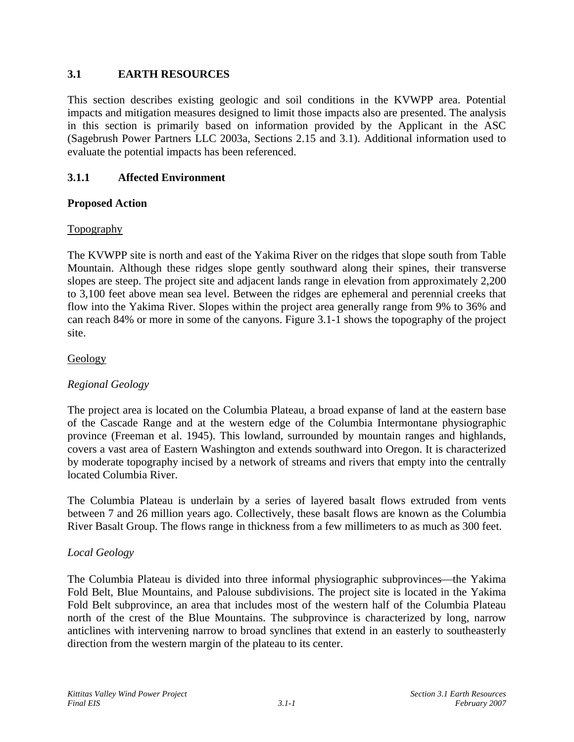# 3.1 EARTH RESOURCES

This section describes existing geologic and soil conditions in the KVWPP area. Potential impacts and mitigation measures designed to limit those impacts also are presented. The analysis in this section is primarily based on information provided by the Applicant in the ASC (Sagebrush Power Partners LLC 2003a, Sections 2.15 and 3.1). Additional information used to evaluate the potential impacts has been referenced.

## 3.1.1 Affected Environment

### Proposed Action

Topography

The KVWPP site is north and east of the Yakima River on the ridges that slope south from Table Mountain. Although these ridges slope gently southward along their spines, their transverse slopes are steep. The project site and adjacent lands range in elevation from approximately 2,200 to 3,100 feet above mean sea level. Between the ridges are ephemeral and perennial creeks that flow into the Yakima River. Slopes within the project area generally range from 9% to 36% and can reach 84% or more in some of the canyons. Figure 3.1-1 shows the topography of the project site.

Geology

*Regional Geology*

The project area is located on the Columbia Plateau, a broad expanse of land at the eastern base of the Cascade Range and at the western edge of the Columbia Intermontane physiographic province (Freeman et al. 1945). This lowland, surrounded by mountain ranges and highlands, covers a vast area of Eastern Washington and extends southward into Oregon. It is characterized by moderate topography incised by a network of streams and rivers that empty into the centrally located Columbia River.

The Columbia Plateau is underlain by a series of layered basalt flows extruded from vents between 7 and 26 million years ago. Collectively, these basalt flows are known as the Columbia River Basalt Group. The flows range in thickness from a few millimeters to as much as 300 feet.

*Local Geology*

The Columbia Plateau is divided into three informal physiographic subprovinces—the Yakima Fold Belt, Blue Mountains, and Palouse subdivisions. The project site is located in the Yakima Fold Belt subprovince, an area that includes most of the western half of the Columbia Plateau north of the crest of the Blue Mountains. The subprovince is characterized by long, narrow anticlines with intervening narrow to broad synclines that extend in an easterly to southeasterly direction from the western margin of the plateau to its center.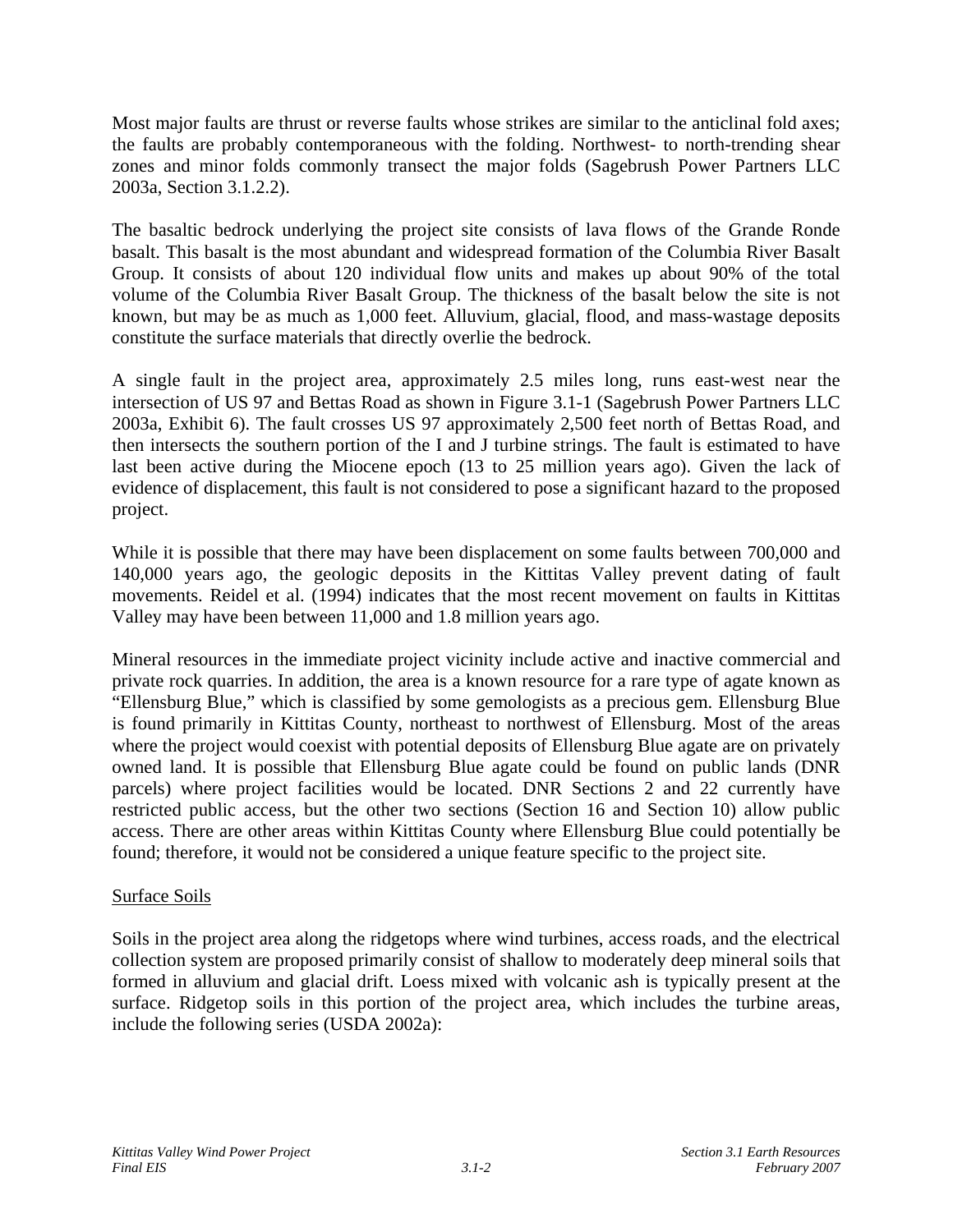Most major faults are thrust or reverse faults whose strikes are similar to the anticlinal fold axes; the faults are probably contemporaneous with the folding. Northwest- to north-trending shear zones and minor folds commonly transect the major folds (Sagebrush Power Partners LLC 2003a, Section 3.1.2.2).

The basaltic bedrock underlying the project site consists of lava flows of the Grande Ronde basalt. This basalt is the most abundant and widespread formation of the Columbia River Basalt Group. It consists of about 120 individual flow units and makes up about 90% of the total volume of the Columbia River Basalt Group. The thickness of the basalt below the site is not known, but may be as much as 1,000 feet. Alluvium, glacial, flood, and mass-wastage deposits constitute the surface materials that directly overlie the bedrock.

A single fault in the project area, approximately 2.5 miles long, runs east-west near the intersection of US 97 and Bettas Road as shown in Figure 3.1-1 (Sagebrush Power Partners LLC 2003a, Exhibit 6). The fault crosses US 97 approximately 2,500 feet north of Bettas Road, and then intersects the southern portion of the I and J turbine strings. The fault is estimated to have last been active during the Miocene epoch (13 to 25 million years ago). Given the lack of evidence of displacement, this fault is not considered to pose a significant hazard to the proposed project.

While it is possible that there may have been displacement on some faults between 700,000 and 140,000 years ago, the geologic deposits in the Kittitas Valley prevent dating of fault movements. Reidel et al. (1994) indicates that the most recent movement on faults in Kittitas Valley may have been between 11,000 and 1.8 million years ago.

Mineral resources in the immediate project vicinity include active and inactive commercial and private rock quarries. In addition, the area is a known resource for a rare type of agate known as "Ellensburg Blue," which is classified by some gemologists as a precious gem. Ellensburg Blue is found primarily in Kittitas County, northeast to northwest of Ellensburg. Most of the areas where the project would coexist with potential deposits of Ellensburg Blue agate are on privately owned land. It is possible that Ellensburg Blue agate could be found on public lands (DNR parcels) where project facilities would be located. DNR Sections 2 and 22 currently have restricted public access, but the other two sections (Section 16 and Section 10) allow public access. There are other areas within Kittitas County where Ellensburg Blue could potentially be found; therefore, it would not be considered a unique feature specific to the project site.

### Surface Soils

Soils in the project area along the ridgetops where wind turbines, access roads, and the electrical collection system are proposed primarily consist of shallow to moderately deep mineral soils that formed in alluvium and glacial drift. Loess mixed with volcanic ash is typically present at the surface. Ridgetop soils in this portion of the project area, which includes the turbine areas, include the following series (USDA 2002a):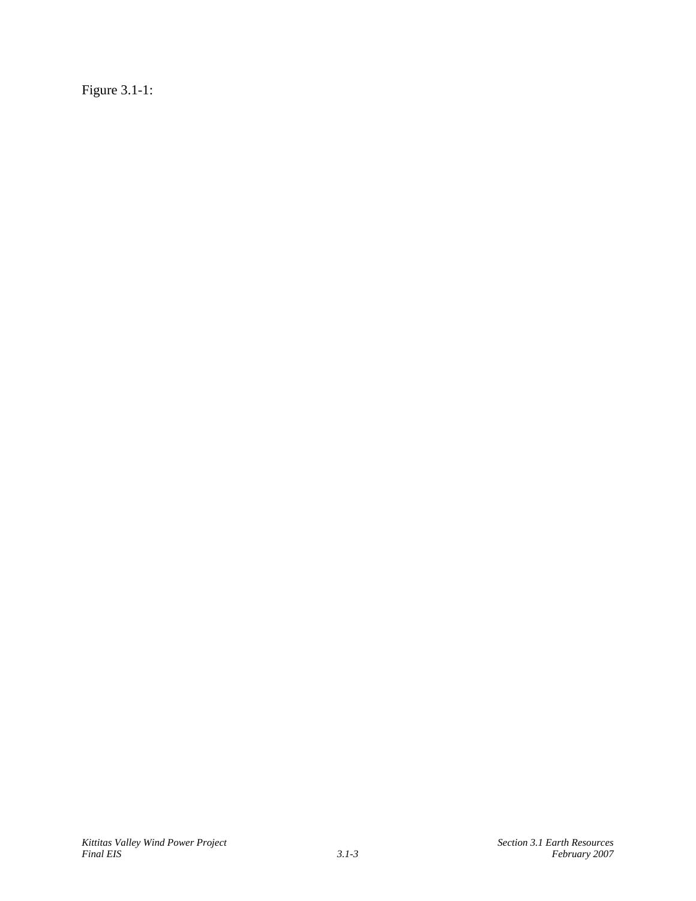Figure 3.1-1: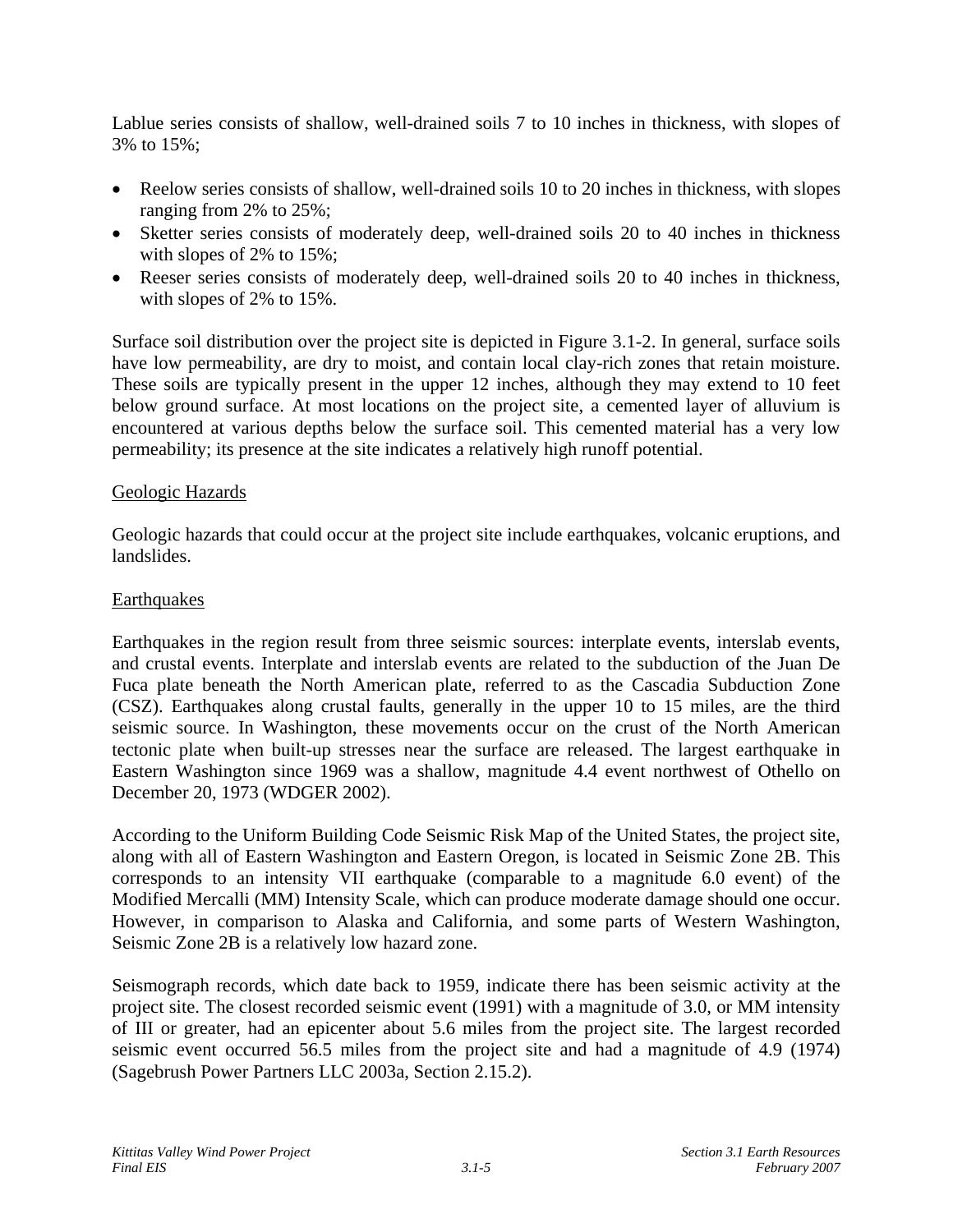Lablue series consists of shallow, well-drained soils 7 to 10 inches in thickness, with slopes of 3% to 15%;

- Reelow series consists of shallow, well-drained soils 10 to 20 inches in thickness, with slopes ranging from 2% to 25%;
- Sketter series consists of moderately deep, well-drained soils 20 to 40 inches in thickness with slopes of 2% to 15%;
- Reeser series consists of moderately deep, well-drained soils 20 to 40 inches in thickness, with slopes of 2% to 15%.

Surface soil distribution over the project site is depicted in Figure 3.1-2. In general, surface soils have low permeability, are dry to moist, and contain local clay-rich zones that retain moisture. These soils are typically present in the upper 12 inches, although they may extend to 10 feet below ground surface. At most locations on the project site, a cemented layer of alluvium is encountered at various depths below the surface soil. This cemented material has a very low permeability; its presence at the site indicates a relatively high runoff potential.

## Geologic Hazards

Geologic hazards that could occur at the project site include earthquakes, volcanic eruptions, and landslides.

### Earthquakes

Earthquakes in the region result from three seismic sources: interplate events, interslab events, and crustal events. Interplate and interslab events are related to the subduction of the Juan De Fuca plate beneath the North American plate, referred to as the Cascadia Subduction Zone (CSZ). Earthquakes along crustal faults, generally in the upper 10 to 15 miles, are the third seismic source. In Washington, these movements occur on the crust of the North American tectonic plate when built-up stresses near the surface are released. The largest earthquake in Eastern Washington since 1969 was a shallow, magnitude 4.4 event northwest of Othello on December 20, 1973 (WDGER 2002).

According to the Uniform Building Code Seismic Risk Map of the United States, the project site, along with all of Eastern Washington and Eastern Oregon, is located in Seismic Zone 2B. This corresponds to an intensity VII earthquake (comparable to a magnitude 6.0 event) of the Modified Mercalli (MM) Intensity Scale, which can produce moderate damage should one occur. However, in comparison to Alaska and California, and some parts of Western Washington, Seismic Zone 2B is a relatively low hazard zone.

Seismograph records, which date back to 1959, indicate there has been seismic activity at the project site. The closest recorded seismic event (1991) with a magnitude of 3.0, or MM intensity of III or greater, had an epicenter about 5.6 miles from the project site. The largest recorded seismic event occurred 56.5 miles from the project site and had a magnitude of 4.9 (1974) (Sagebrush Power Partners LLC 2003a, Section 2.15.2).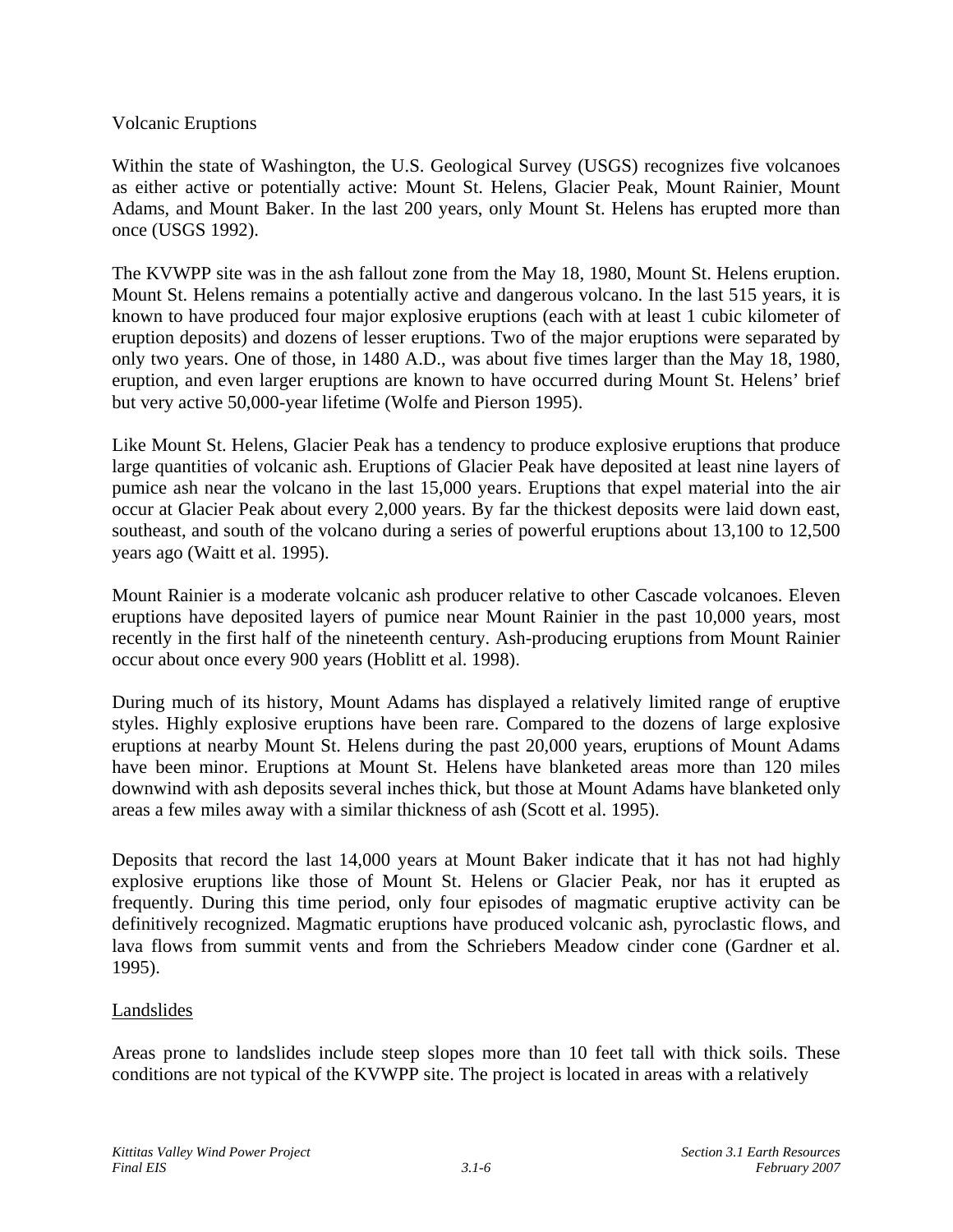Volcanic Eruptions

Within the state of Washington, the U.S. Geological Survey (USGS) recognizes five volcanoes as either active or potentially active: Mount St. Helens, Glacier Peak, Mount Rainier, Mount Adams, and Mount Baker. In the last 200 years, only Mount St. Helens has erupted more than once (USGS 1992).

The KVWPP site was in the ash fallout zone from the May 18, 1980, Mount St. Helens eruption. Mount St. Helens remains a potentially active and dangerous volcano. In the last 515 years, it is known to have produced four major explosive eruptions (each with at least 1 cubic kilometer of eruption deposits) and dozens of lesser eruptions. Two of the major eruptions were separated by only two years. One of those, in 1480 A.D., was about five times larger than the May 18, 1980, eruption, and even larger eruptions are known to have occurred during Mount St. Helens' brief but very active 50,000-year lifetime (Wolfe and Pierson 1995).

Like Mount St. Helens, Glacier Peak has a tendency to produce explosive eruptions that produce large quantities of volcanic ash. Eruptions of Glacier Peak have deposited at least nine layers of pumice ash near the volcano in the last 15,000 years. Eruptions that expel material into the air occur at Glacier Peak about every 2,000 years. By far the thickest deposits were laid down east, southeast, and south of the volcano during a series of powerful eruptions about 13,100 to 12,500 years ago (Waitt et al. 1995).

Mount Rainier is a moderate volcanic ash producer relative to other Cascade volcanoes. Eleven eruptions have deposited layers of pumice near Mount Rainier in the past 10,000 years, most recently in the first half of the nineteenth century. Ash-producing eruptions from Mount Rainier occur about once every 900 years (Hoblitt et al. 1998).

During much of its history, Mount Adams has displayed a relatively limited range of eruptive styles. Highly explosive eruptions have been rare. Compared to the dozens of large explosive eruptions at nearby Mount St. Helens during the past 20,000 years, eruptions of Mount Adams have been minor. Eruptions at Mount St. Helens have blanketed areas more than 120 miles downwind with ash deposits several inches thick, but those at Mount Adams have blanketed only areas a few miles away with a similar thickness of ash (Scott et al. 1995).

Deposits that record the last 14,000 years at Mount Baker indicate that it has not had highly explosive eruptions like those of Mount St. Helens or Glacier Peak, nor has it erupted as frequently. During this time period, only four episodes of magmatic eruptive activity can be definitively recognized. Magmatic eruptions have produced volcanic ash, pyroclastic flows, and lava flows from summit vents and from the Schriebers Meadow cinder cone (Gardner et al. 1995).

Landslides

Areas prone to landslides include steep slopes more than 10 feet tall with thick soils. These conditions are not typical of the KVWPP site. The project is located in areas with a relatively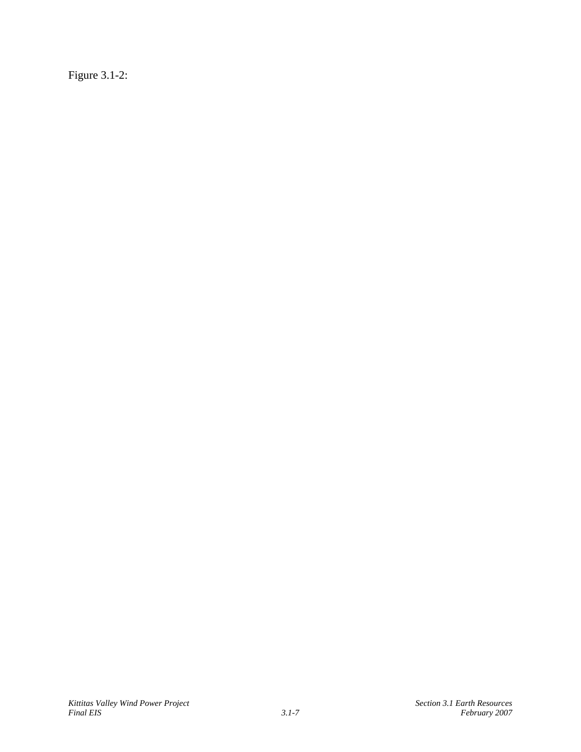Figure 3.1-2: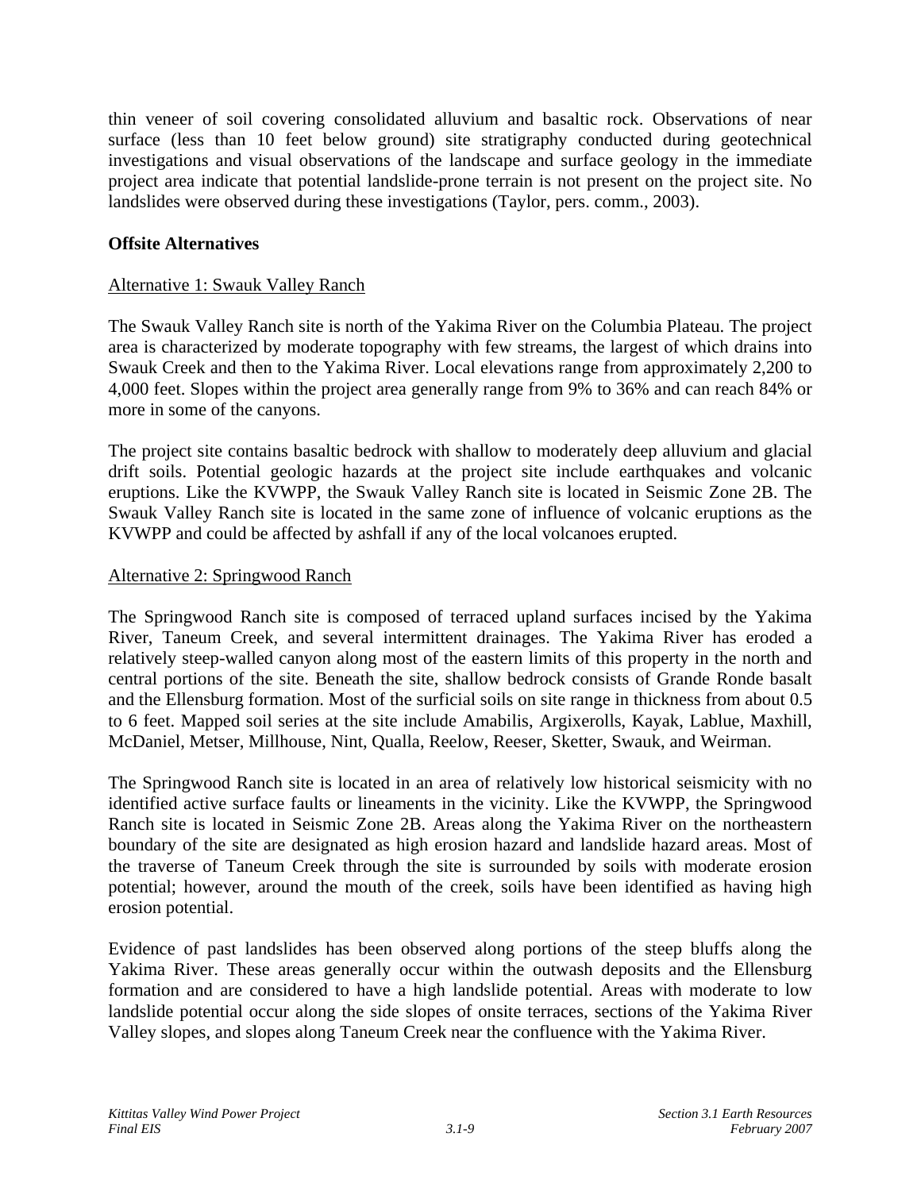thin veneer of soil covering consolidated alluvium and basaltic rock. Observations of near surface (less than 10 feet below ground) site stratigraphy conducted during geotechnical investigations and visual observations of the landscape and surface geology in the immediate project area indicate that potential landslide-prone terrain is not present on the project site. No landslides were observed during these investigations (Taylor, pers. comm., 2003).

**Offsite Alternatives**

Alternative 1: Swauk Valley Ranch

The Swauk Valley Ranch site is north of the Yakima River on the Columbia Plateau. The project area is characterized by moderate topography with few streams, the largest of which drains into Swauk Creek and then to the Yakima River. Local elevations range from approximately 2,200 to 4,000 feet. Slopes within the project area generally range from 9% to 36% and can reach 84% or more in some of the canyons.

The project site contains basaltic bedrock with shallow to moderately deep alluvium and glacial drift soils. Potential geologic hazards at the project site include earthquakes and volcanic eruptions. Like the KVWPP, the Swauk Valley Ranch site is located in Seismic Zone 2B. The Swauk Valley Ranch site is located in the same zone of influence of volcanic eruptions as the KVWPP and could be affected by ashfall if any of the local volcanoes erupted.

Alternative 2: Springwood Ranch

The Springwood Ranch site is composed of terraced upland surfaces incised by the Yakima River, Taneum Creek, and several intermittent drainages. The Yakima River has eroded a relatively steep-walled canyon along most of the eastern limits of this property in the north and central portions of the site. Beneath the site, shallow bedrock consists of Grande Ronde basalt and the Ellensburg formation. Most of the surficial soils on site range in thickness from about 0.5 to 6 feet. Mapped soil series at the site include Amabilis, Argixerolls, Kayak, Lablue, Maxhill, McDaniel, Metser, Millhouse, Nint, Qualla, Reelow, Reeser, Sketter, Swauk, and Weirman.

The Springwood Ranch site is located in an area of relatively low historical seismicity with no identified active surface faults or lineaments in the vicinity. Like the KVWPP, the Springwood Ranch site is located in Seismic Zone 2B. Areas along the Yakima River on the northeastern boundary of the site are designated as high erosion hazard and landslide hazard areas. Most of the traverse of Taneum Creek through the site is surrounded by soils with moderate erosion potential; however, around the mouth of the creek, soils have been identified as having high erosion potential.

Evidence of past landslides has been observed along portions of the steep bluffs along the Yakima River. These areas generally occur within the outwash deposits and the Ellensburg formation and are considered to have a high landslide potential. Areas with moderate to low landslide potential occur along the side slopes of onsite terraces, sections of the Yakima River Valley slopes, and slopes along Taneum Creek near the confluence with the Yakima River.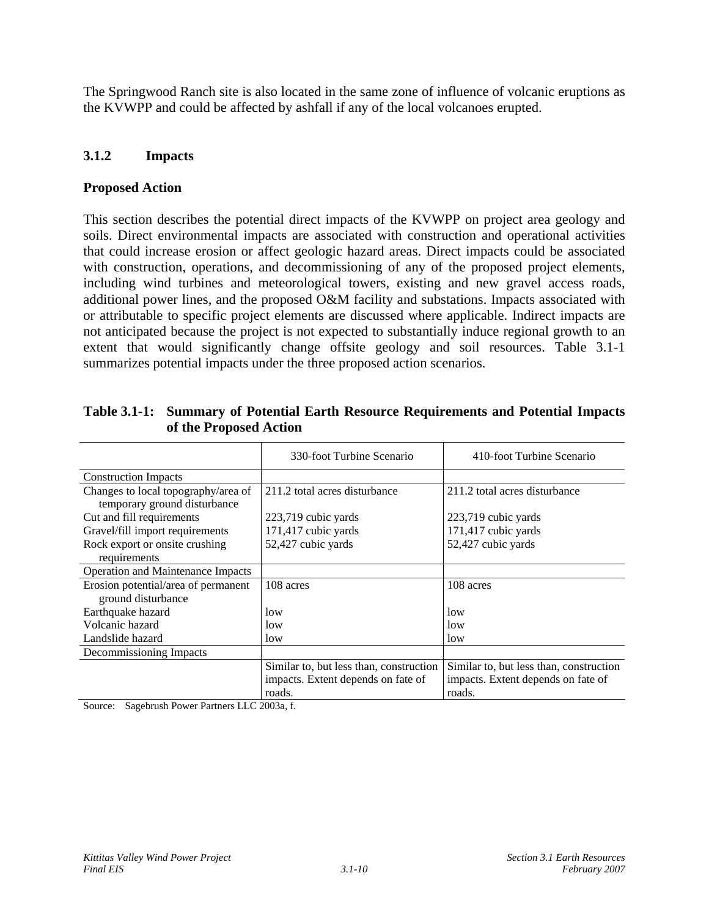The Springwood Ranch site is also located in the same zone of influence of volcanic eruptions as the KVWPP and could be affected by ashfall if any of the local volcanoes erupted.

### 3.1.2 Impacts

**Proposed Action**

This section describes the potential direct impacts of the KVWPP on project area geology and soils. Direct environmental impacts are associated with construction and operational activities that could increase erosion or affect geologic hazard areas. Direct impacts could be associated with construction, operations, and decommissioning of any of the proposed project elements, including wind turbines and meteorological towers, existing and new gravel access roads, additional power lines, and the proposed O&M facility and substations. Impacts associated with or attributable to specific project elements are discussed where applicable. Indirect impacts are not anticipated because the project is not expected to substantially induce regional growth to an extent that would significantly change offsite geology and soil resources. Table 3.1-1 summarizes potential impacts under the three proposed action scenarios.

**Table 3.1-1: Summary of Potential Earth Resource Requirements and Potential Impacts of the Proposed Action**

| | 330-foot Turbine Scenario | 410-foot Turbine Scenario |
|---|---|---|
| Construction Impacts | | |
| Changes to local topography/area of temporary ground disturbance | 211.2 total acres disturbance | 211.2 total acres disturbance |
| Cut and fill requirements | 223,719 cubic yards | 223,719 cubic yards |
| Gravel/fill import requirements | 171,417 cubic yards | 171,417 cubic yards |
| Rock export or onsite crushing requirements | 52,427 cubic yards | 52,427 cubic yards |
| Operation and Maintenance Impacts | | |
| Erosion potential/area of permanent ground disturbance | 108 acres | 108 acres |
| Earthquake hazard | low | low |
| Volcanic hazard | low | low |
| Landslide hazard | low | low |
| Decommissioning Impacts | | |
| | Similar to, but less than, construction impacts. Extent depends on fate of roads. | Similar to, but less than, construction impacts. Extent depends on fate of roads. |

Source: Sagebrush Power Partners LLC 2003a, f.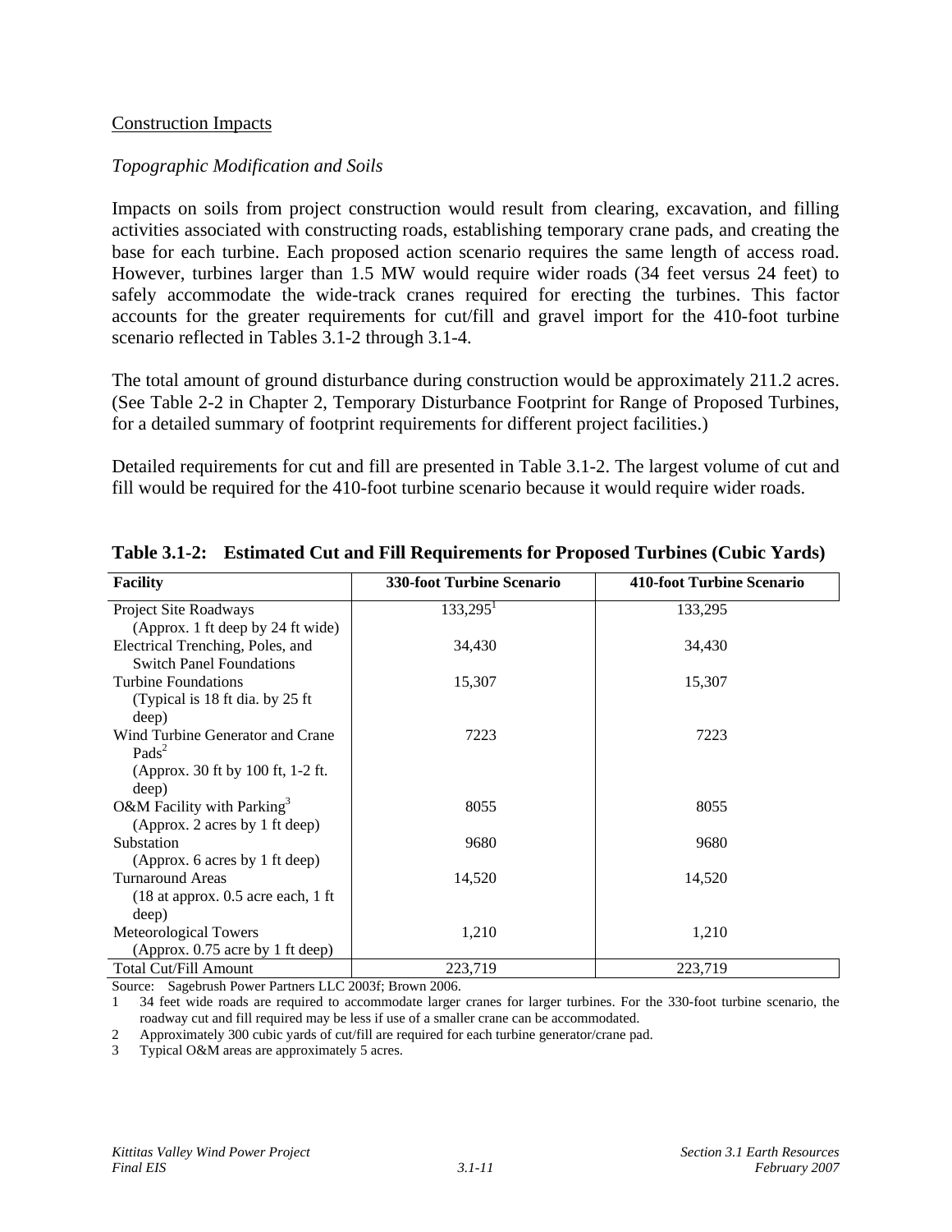## Construction Impacts

### *Topographic Modification and Soils*

Impacts on soils from project construction would result from clearing, excavation, and filling activities associated with constructing roads, establishing temporary crane pads, and creating the base for each turbine. Each proposed action scenario requires the same length of access road. However, turbines larger than 1.5 MW would require wider roads (34 feet versus 24 feet) to safely accommodate the wide-track cranes required for erecting the turbines. This factor accounts for the greater requirements for cut/fill and gravel import for the 410-foot turbine scenario reflected in Tables 3.1-2 through 3.1-4.

The total amount of ground disturbance during construction would be approximately 211.2 acres. (See Table 2-2 in Chapter 2, Temporary Disturbance Footprint for Range of Proposed Turbines, for a detailed summary of footprint requirements for different project facilities.)

Detailed requirements for cut and fill are presented in Table 3.1-2. The largest volume of cut and fill would be required for the 410-foot turbine scenario because it would require wider roads.

**Table 3.1-2: Estimated Cut and Fill Requirements for Proposed Turbines (Cubic Yards)**

| Facility | 330-foot Turbine Scenario | 410-foot Turbine Scenario |
|---|---|---|
| Project Site Roadways (Approx. 1 ft deep by 24 ft wide) | 133,295[1] | 133,295 |
| Electrical Trenching, Poles, and Switch Panel Foundations | 34,430 | 34,430 |
| Turbine Foundations (Typical is 18 ft dia. by 25 ft deep) | 15,307 | 15,307 |
| Wind Turbine Generator and Crane Pads[2] (Approx. 30 ft by 100 ft, 1-2 ft. deep) | 7223 | 7223 |
| O&M Facility with Parking[3] (Approx. 2 acres by 1 ft deep) | 8055 | 8055 |
| Substation (Approx. 6 acres by 1 ft deep) | 9680 | 9680 |
| Turnaround Areas (18 at approx. 0.5 acre each, 1 ft deep) | 14,520 | 14,520 |
| Meteorological Towers (Approx. 0.75 acre by 1 ft deep) | 1,210 | 1,210 |
| Total Cut/Fill Amount | 223,719 | 223,719 |

Source: Sagebrush Power Partners LLC 2003f; Brown 2006.

1 34 feet wide roads are required to accommodate larger cranes for larger turbines. For the 330-foot turbine scenario, the roadway cut and fill required may be less if use of a smaller crane can be accommodated.

2 Approximately 300 cubic yards of cut/fill are required for each turbine generator/crane pad.

3 Typical O&M areas are approximately 5 acres.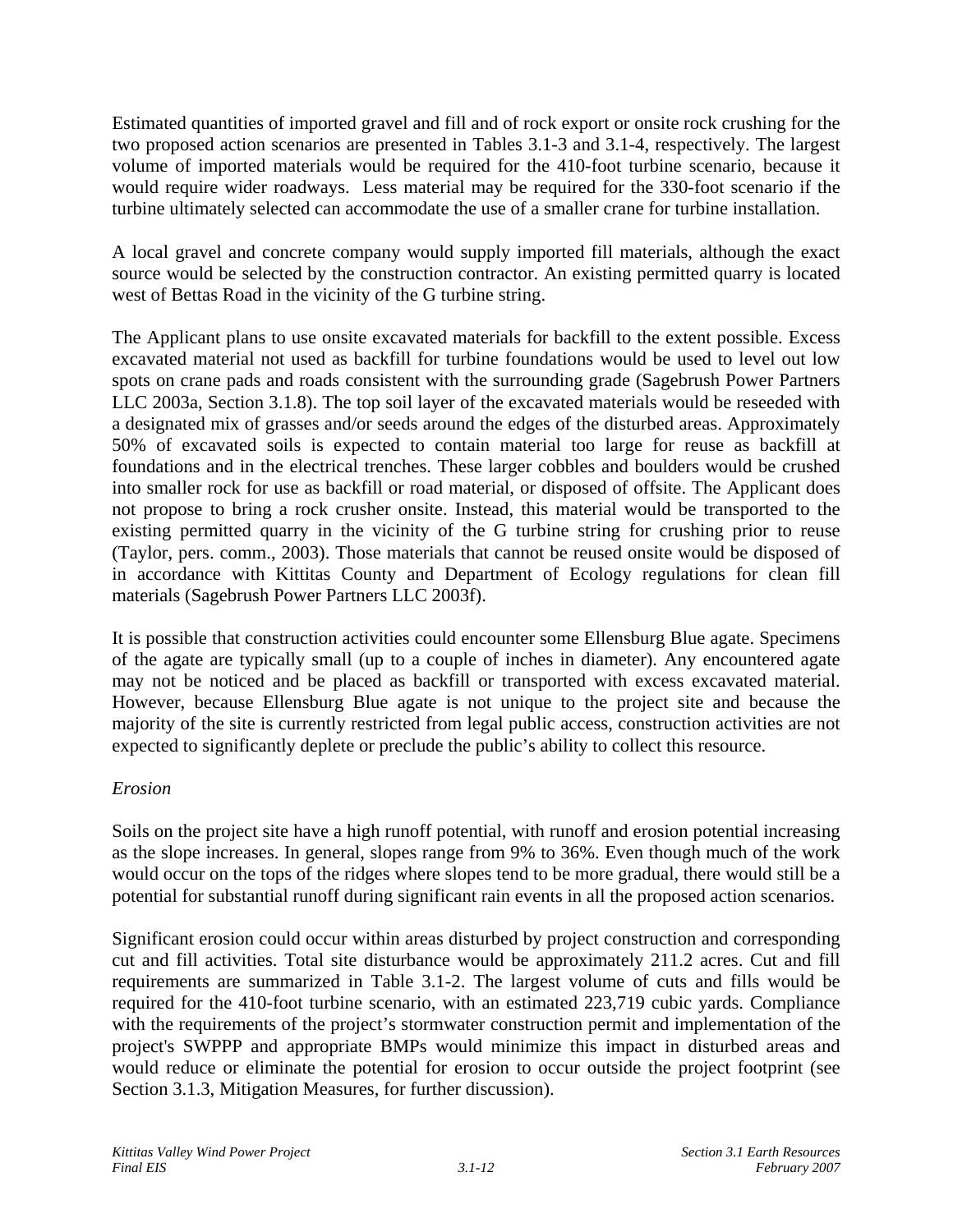Estimated quantities of imported gravel and fill and of rock export or onsite rock crushing for the two proposed action scenarios are presented in Tables 3.1-3 and 3.1-4, respectively. The largest volume of imported materials would be required for the 410-foot turbine scenario, because it would require wider roadways. Less material may be required for the 330-foot scenario if the turbine ultimately selected can accommodate the use of a smaller crane for turbine installation.

A local gravel and concrete company would supply imported fill materials, although the exact source would be selected by the construction contractor. An existing permitted quarry is located west of Bettas Road in the vicinity of the G turbine string.

The Applicant plans to use onsite excavated materials for backfill to the extent possible. Excess excavated material not used as backfill for turbine foundations would be used to level out low spots on crane pads and roads consistent with the surrounding grade (Sagebrush Power Partners LLC 2003a, Section 3.1.8). The top soil layer of the excavated materials would be reseeded with a designated mix of grasses and/or seeds around the edges of the disturbed areas. Approximately 50% of excavated soils is expected to contain material too large for reuse as backfill at foundations and in the electrical trenches. These larger cobbles and boulders would be crushed into smaller rock for use as backfill or road material, or disposed of offsite. The Applicant does not propose to bring a rock crusher onsite. Instead, this material would be transported to the existing permitted quarry in the vicinity of the G turbine string for crushing prior to reuse (Taylor, pers. comm., 2003). Those materials that cannot be reused onsite would be disposed of in accordance with Kittitas County and Department of Ecology regulations for clean fill materials (Sagebrush Power Partners LLC 2003f).

It is possible that construction activities could encounter some Ellensburg Blue agate. Specimens of the agate are typically small (up to a couple of inches in diameter). Any encountered agate may not be noticed and be placed as backfill or transported with excess excavated material. However, because Ellensburg Blue agate is not unique to the project site and because the majority of the site is currently restricted from legal public access, construction activities are not expected to significantly deplete or preclude the public's ability to collect this resource.

*Erosion*

Soils on the project site have a high runoff potential, with runoff and erosion potential increasing as the slope increases. In general, slopes range from 9% to 36%. Even though much of the work would occur on the tops of the ridges where slopes tend to be more gradual, there would still be a potential for substantial runoff during significant rain events in all the proposed action scenarios.

Significant erosion could occur within areas disturbed by project construction and corresponding cut and fill activities. Total site disturbance would be approximately 211.2 acres. Cut and fill requirements are summarized in Table 3.1-2. The largest volume of cuts and fills would be required for the 410-foot turbine scenario, with an estimated 223,719 cubic yards. Compliance with the requirements of the project's stormwater construction permit and implementation of the project's SWPPP and appropriate BMPs would minimize this impact in disturbed areas and would reduce or eliminate the potential for erosion to occur outside the project footprint (see Section 3.1.3, Mitigation Measures, for further discussion).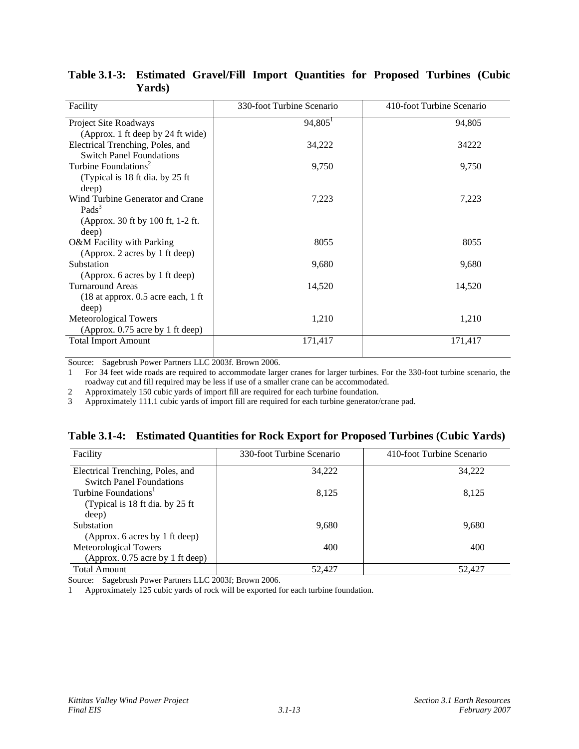**Table 3.1-3: Estimated Gravel/Fill Import Quantities for Proposed Turbines (Cubic Yards)**

| Facility | 330-foot Turbine Scenario | 410-foot Turbine Scenario |
|---|---|---|
| Project Site Roadways (Approx. 1 ft deep by 24 ft wide) | 94,805[1] | 94,805 |
| Electrical Trenching, Poles, and Switch Panel Foundations | 34,222 | 34222 |
| Turbine Foundations[2] (Typical is 18 ft dia. by 25 ft deep) | 9,750 | 9,750 |
| Wind Turbine Generator and Crane Pads[3] (Approx. 30 ft by 100 ft, 1-2 ft. deep) | 7,223 | 7,223 |
| O&M Facility with Parking (Approx. 2 acres by 1 ft deep) | 8055 | 8055 |
| Substation (Approx. 6 acres by 1 ft deep) | 9,680 | 9,680 |
| Turnaround Areas (18 at approx. 0.5 acre each, 1 ft deep) | 14,520 | 14,520 |
| Meteorological Towers (Approx. 0.75 acre by 1 ft deep) | 1,210 | 1,210 |
| Total Import Amount | 171,417 | 171,417 |

Source: Sagebrush Power Partners LLC 2003f. Brown 2006.

1 For 34 feet wide roads are required to accommodate larger cranes for larger turbines. For the 330-foot turbine scenario, the roadway cut and fill required may be less if use of a smaller crane can be accommodated.

2 Approximately 150 cubic yards of import fill are required for each turbine foundation.

3 Approximately 111.1 cubic yards of import fill are required for each turbine generator/crane pad.

**Table 3.1-4: Estimated Quantities for Rock Export for Proposed Turbines (Cubic Yards)**

| Facility | 330-foot Turbine Scenario | 410-foot Turbine Scenario |
|---|---|---|
| Electrical Trenching, Poles, and Switch Panel Foundations | 34,222 | 34,222 |
| Turbine Foundations[1] (Typical is 18 ft dia. by 25 ft deep) | 8,125 | 8,125 |
| Substation (Approx. 6 acres by 1 ft deep) | 9,680 | 9,680 |
| Meteorological Towers (Approx. 0.75 acre by 1 ft deep) | 400 | 400 |
| Total Amount | 52,427 | 52,427 |

Source: Sagebrush Power Partners LLC 2003f; Brown 2006.

1 Approximately 125 cubic yards of rock will be exported for each turbine foundation.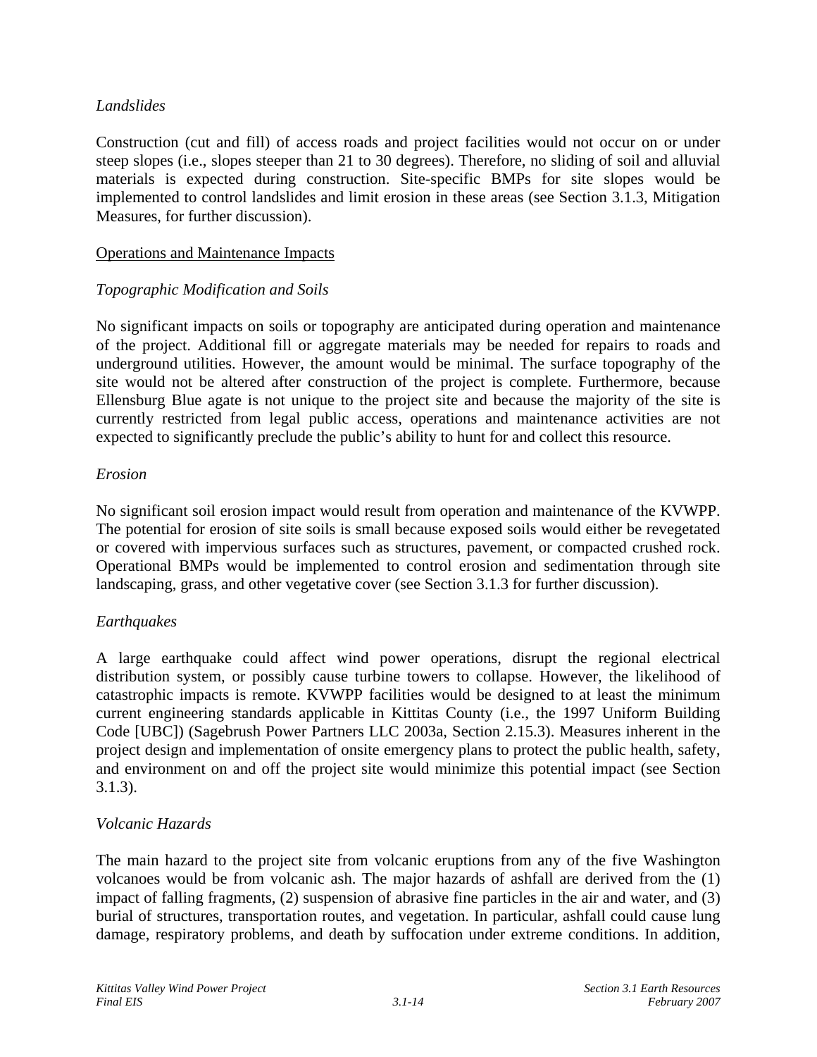*Landslides*

Construction (cut and fill) of access roads and project facilities would not occur on or under steep slopes (i.e., slopes steeper than 21 to 30 degrees). Therefore, no sliding of soil and alluvial materials is expected during construction. Site-specific BMPs for site slopes would be implemented to control landslides and limit erosion in these areas (see Section 3.1.3, Mitigation Measures, for further discussion).

<u>Operations and Maintenance Impacts</u>

*Topographic Modification and Soils*

No significant impacts on soils or topography are anticipated during operation and maintenance of the project. Additional fill or aggregate materials may be needed for repairs to roads and underground utilities. However, the amount would be minimal. The surface topography of the site would not be altered after construction of the project is complete. Furthermore, because Ellensburg Blue agate is not unique to the project site and because the majority of the site is currently restricted from legal public access, operations and maintenance activities are not expected to significantly preclude the public's ability to hunt for and collect this resource.

*Erosion*

No significant soil erosion impact would result from operation and maintenance of the KVWPP. The potential for erosion of site soils is small because exposed soils would either be revegetated or covered with impervious surfaces such as structures, pavement, or compacted crushed rock. Operational BMPs would be implemented to control erosion and sedimentation through site landscaping, grass, and other vegetative cover (see Section 3.1.3 for further discussion).

*Earthquakes*

A large earthquake could affect wind power operations, disrupt the regional electrical distribution system, or possibly cause turbine towers to collapse. However, the likelihood of catastrophic impacts is remote. KVWPP facilities would be designed to at least the minimum current engineering standards applicable in Kittitas County (i.e., the 1997 Uniform Building Code [UBC]) (Sagebrush Power Partners LLC 2003a, Section 2.15.3). Measures inherent in the project design and implementation of onsite emergency plans to protect the public health, safety, and environment on and off the project site would minimize this potential impact (see Section 3.1.3).

*Volcanic Hazards*

The main hazard to the project site from volcanic eruptions from any of the five Washington volcanoes would be from volcanic ash. The major hazards of ashfall are derived from the (1) impact of falling fragments, (2) suspension of abrasive fine particles in the air and water, and (3) burial of structures, transportation routes, and vegetation. In particular, ashfall could cause lung damage, respiratory problems, and death by suffocation under extreme conditions. In addition,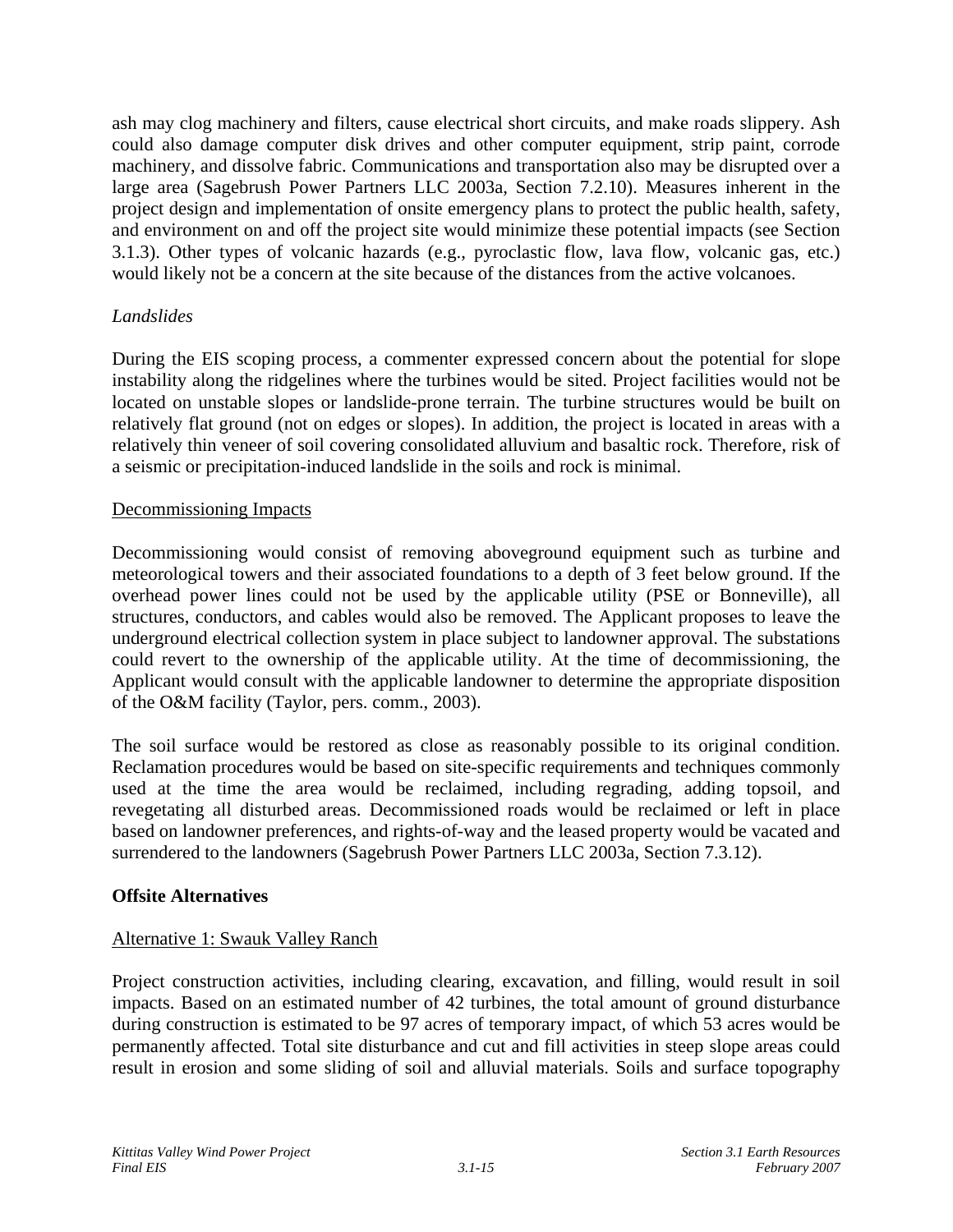ash may clog machinery and filters, cause electrical short circuits, and make roads slippery. Ash could also damage computer disk drives and other computer equipment, strip paint, corrode machinery, and dissolve fabric. Communications and transportation also may be disrupted over a large area (Sagebrush Power Partners LLC 2003a, Section 7.2.10). Measures inherent in the project design and implementation of onsite emergency plans to protect the public health, safety, and environment on and off the project site would minimize these potential impacts (see Section 3.1.3). Other types of volcanic hazards (e.g., pyroclastic flow, lava flow, volcanic gas, etc.) would likely not be a concern at the site because of the distances from the active volcanoes.

*Landslides*

During the EIS scoping process, a commenter expressed concern about the potential for slope instability along the ridgelines where the turbines would be sited. Project facilities would not be located on unstable slopes or landslide-prone terrain. The turbine structures would be built on relatively flat ground (not on edges or slopes). In addition, the project is located in areas with a relatively thin veneer of soil covering consolidated alluvium and basaltic rock. Therefore, risk of a seismic or precipitation-induced landslide in the soils and rock is minimal.

<u>Decommissioning Impacts</u>

Decommissioning would consist of removing aboveground equipment such as turbine and meteorological towers and their associated foundations to a depth of 3 feet below ground. If the overhead power lines could not be used by the applicable utility (PSE or Bonneville), all structures, conductors, and cables would also be removed. The Applicant proposes to leave the underground electrical collection system in place subject to landowner approval. The substations could revert to the ownership of the applicable utility. At the time of decommissioning, the Applicant would consult with the applicable landowner to determine the appropriate disposition of the O&M facility (Taylor, pers. comm., 2003).

The soil surface would be restored as close as reasonably possible to its original condition. Reclamation procedures would be based on site-specific requirements and techniques commonly used at the time the area would be reclaimed, including regrading, adding topsoil, and revegetating all disturbed areas. Decommissioned roads would be reclaimed or left in place based on landowner preferences, and rights-of-way and the leased property would be vacated and surrendered to the landowners (Sagebrush Power Partners LLC 2003a, Section 7.3.12).

**Offsite Alternatives**

<u>Alternative 1: Swauk Valley Ranch</u>

Project construction activities, including clearing, excavation, and filling, would result in soil impacts. Based on an estimated number of 42 turbines, the total amount of ground disturbance during construction is estimated to be 97 acres of temporary impact, of which 53 acres would be permanently affected. Total site disturbance and cut and fill activities in steep slope areas could result in erosion and some sliding of soil and alluvial materials. Soils and surface topography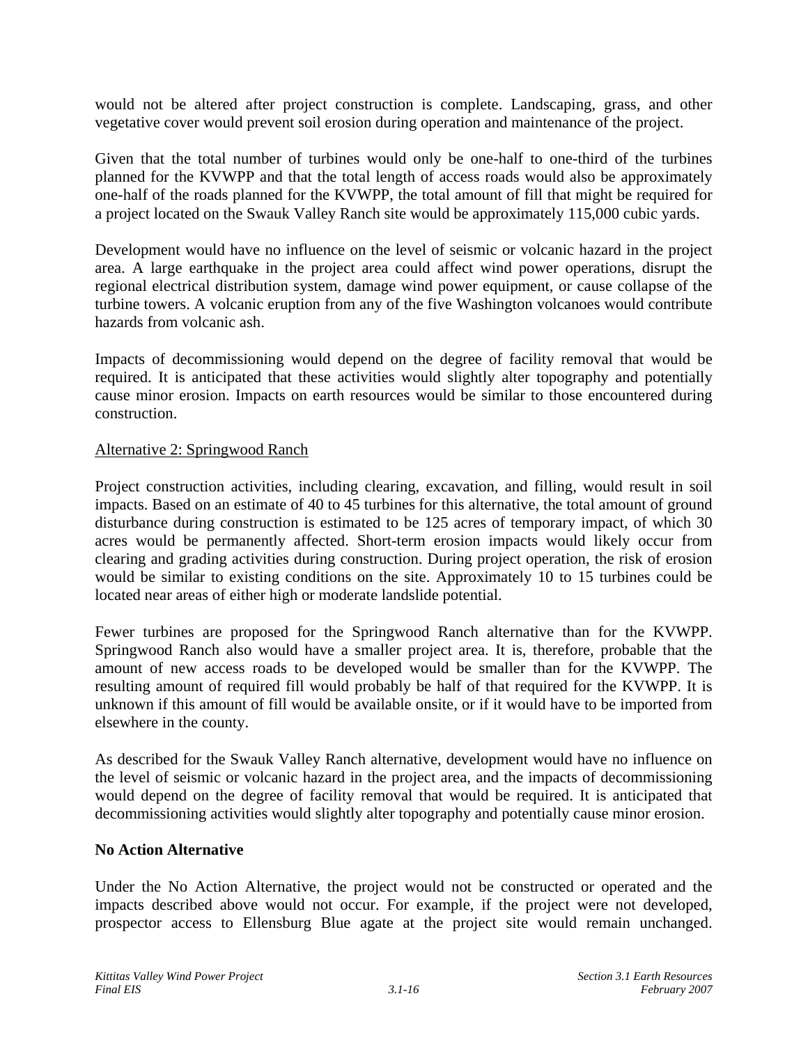would not be altered after project construction is complete. Landscaping, grass, and other vegetative cover would prevent soil erosion during operation and maintenance of the project.

Given that the total number of turbines would only be one-half to one-third of the turbines planned for the KVWPP and that the total length of access roads would also be approximately one-half of the roads planned for the KVWPP, the total amount of fill that might be required for a project located on the Swauk Valley Ranch site would be approximately 115,000 cubic yards.

Development would have no influence on the level of seismic or volcanic hazard in the project area. A large earthquake in the project area could affect wind power operations, disrupt the regional electrical distribution system, damage wind power equipment, or cause collapse of the turbine towers. A volcanic eruption from any of the five Washington volcanoes would contribute hazards from volcanic ash.

Impacts of decommissioning would depend on the degree of facility removal that would be required. It is anticipated that these activities would slightly alter topography and potentially cause minor erosion. Impacts on earth resources would be similar to those encountered during construction.

Alternative 2: Springwood Ranch

Project construction activities, including clearing, excavation, and filling, would result in soil impacts. Based on an estimate of 40 to 45 turbines for this alternative, the total amount of ground disturbance during construction is estimated to be 125 acres of temporary impact, of which 30 acres would be permanently affected. Short-term erosion impacts would likely occur from clearing and grading activities during construction. During project operation, the risk of erosion would be similar to existing conditions on the site. Approximately 10 to 15 turbines could be located near areas of either high or moderate landslide potential.

Fewer turbines are proposed for the Springwood Ranch alternative than for the KVWPP. Springwood Ranch also would have a smaller project area. It is, therefore, probable that the amount of new access roads to be developed would be smaller than for the KVWPP. The resulting amount of required fill would probably be half of that required for the KVWPP. It is unknown if this amount of fill would be available onsite, or if it would have to be imported from elsewhere in the county.

As described for the Swauk Valley Ranch alternative, development would have no influence on the level of seismic or volcanic hazard in the project area, and the impacts of decommissioning would depend on the degree of facility removal that would be required. It is anticipated that decommissioning activities would slightly alter topography and potentially cause minor erosion.

**No Action Alternative**

Under the No Action Alternative, the project would not be constructed or operated and the impacts described above would not occur. For example, if the project were not developed, prospector access to Ellensburg Blue agate at the project site would remain unchanged.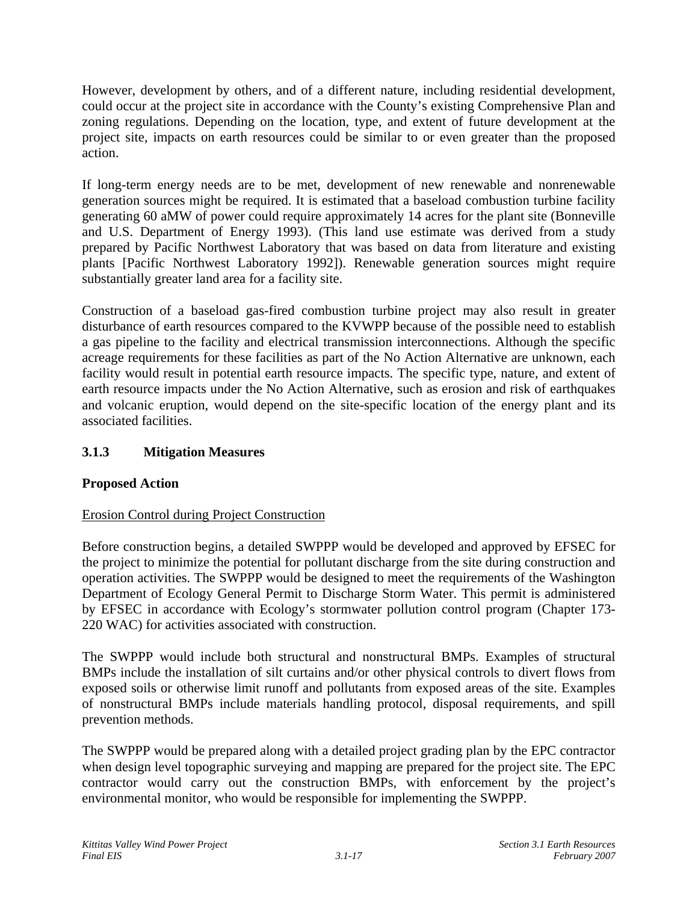However, development by others, and of a different nature, including residential development, could occur at the project site in accordance with the County's existing Comprehensive Plan and zoning regulations. Depending on the location, type, and extent of future development at the project site, impacts on earth resources could be similar to or even greater than the proposed action.

If long-term energy needs are to be met, development of new renewable and nonrenewable generation sources might be required. It is estimated that a baseload combustion turbine facility generating 60 aMW of power could require approximately 14 acres for the plant site (Bonneville and U.S. Department of Energy 1993). (This land use estimate was derived from a study prepared by Pacific Northwest Laboratory that was based on data from literature and existing plants [Pacific Northwest Laboratory 1992]). Renewable generation sources might require substantially greater land area for a facility site.

Construction of a baseload gas-fired combustion turbine project may also result in greater disturbance of earth resources compared to the KVWPP because of the possible need to establish a gas pipeline to the facility and electrical transmission interconnections. Although the specific acreage requirements for these facilities as part of the No Action Alternative are unknown, each facility would result in potential earth resource impacts. The specific type, nature, and extent of earth resource impacts under the No Action Alternative, such as erosion and risk of earthquakes and volcanic eruption, would depend on the site-specific location of the energy plant and its associated facilities.

### 3.1.3 Mitigation Measures

**Proposed Action**

Erosion Control during Project Construction

Before construction begins, a detailed SWPPP would be developed and approved by EFSEC for the project to minimize the potential for pollutant discharge from the site during construction and operation activities. The SWPPP would be designed to meet the requirements of the Washington Department of Ecology General Permit to Discharge Storm Water. This permit is administered by EFSEC in accordance with Ecology's stormwater pollution control program (Chapter 173-220 WAC) for activities associated with construction.

The SWPPP would include both structural and nonstructural BMPs. Examples of structural BMPs include the installation of silt curtains and/or other physical controls to divert flows from exposed soils or otherwise limit runoff and pollutants from exposed areas of the site. Examples of nonstructural BMPs include materials handling protocol, disposal requirements, and spill prevention methods.

The SWPPP would be prepared along with a detailed project grading plan by the EPC contractor when design level topographic surveying and mapping are prepared for the project site. The EPC contractor would carry out the construction BMPs, with enforcement by the project's environmental monitor, who would be responsible for implementing the SWPPP.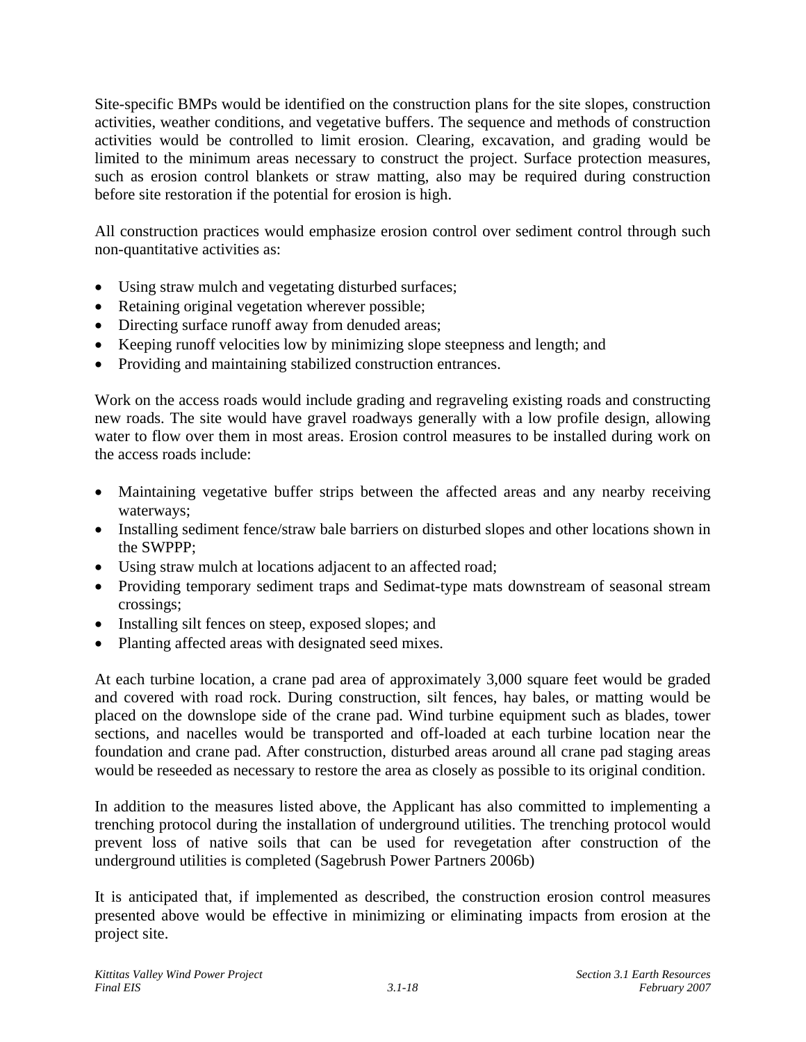Site-specific BMPs would be identified on the construction plans for the site slopes, construction activities, weather conditions, and vegetative buffers. The sequence and methods of construction activities would be controlled to limit erosion. Clearing, excavation, and grading would be limited to the minimum areas necessary to construct the project. Surface protection measures, such as erosion control blankets or straw matting, also may be required during construction before site restoration if the potential for erosion is high.

All construction practices would emphasize erosion control over sediment control through such non-quantitative activities as:

- Using straw mulch and vegetating disturbed surfaces;
- Retaining original vegetation wherever possible;
- Directing surface runoff away from denuded areas;
- Keeping runoff velocities low by minimizing slope steepness and length; and
- Providing and maintaining stabilized construction entrances.

Work on the access roads would include grading and regraveling existing roads and constructing new roads. The site would have gravel roadways generally with a low profile design, allowing water to flow over them in most areas. Erosion control measures to be installed during work on the access roads include:

- Maintaining vegetative buffer strips between the affected areas and any nearby receiving waterways;
- Installing sediment fence/straw bale barriers on disturbed slopes and other locations shown in the SWPPP;
- Using straw mulch at locations adjacent to an affected road;
- Providing temporary sediment traps and Sedimat-type mats downstream of seasonal stream crossings;
- Installing silt fences on steep, exposed slopes; and
- Planting affected areas with designated seed mixes.

At each turbine location, a crane pad area of approximately 3,000 square feet would be graded and covered with road rock. During construction, silt fences, hay bales, or matting would be placed on the downslope side of the crane pad. Wind turbine equipment such as blades, tower sections, and nacelles would be transported and off-loaded at each turbine location near the foundation and crane pad. After construction, disturbed areas around all crane pad staging areas would be reseeded as necessary to restore the area as closely as possible to its original condition.

In addition to the measures listed above, the Applicant has also committed to implementing a trenching protocol during the installation of underground utilities. The trenching protocol would prevent loss of native soils that can be used for revegetation after construction of the underground utilities is completed (Sagebrush Power Partners 2006b)

It is anticipated that, if implemented as described, the construction erosion control measures presented above would be effective in minimizing or eliminating impacts from erosion at the project site.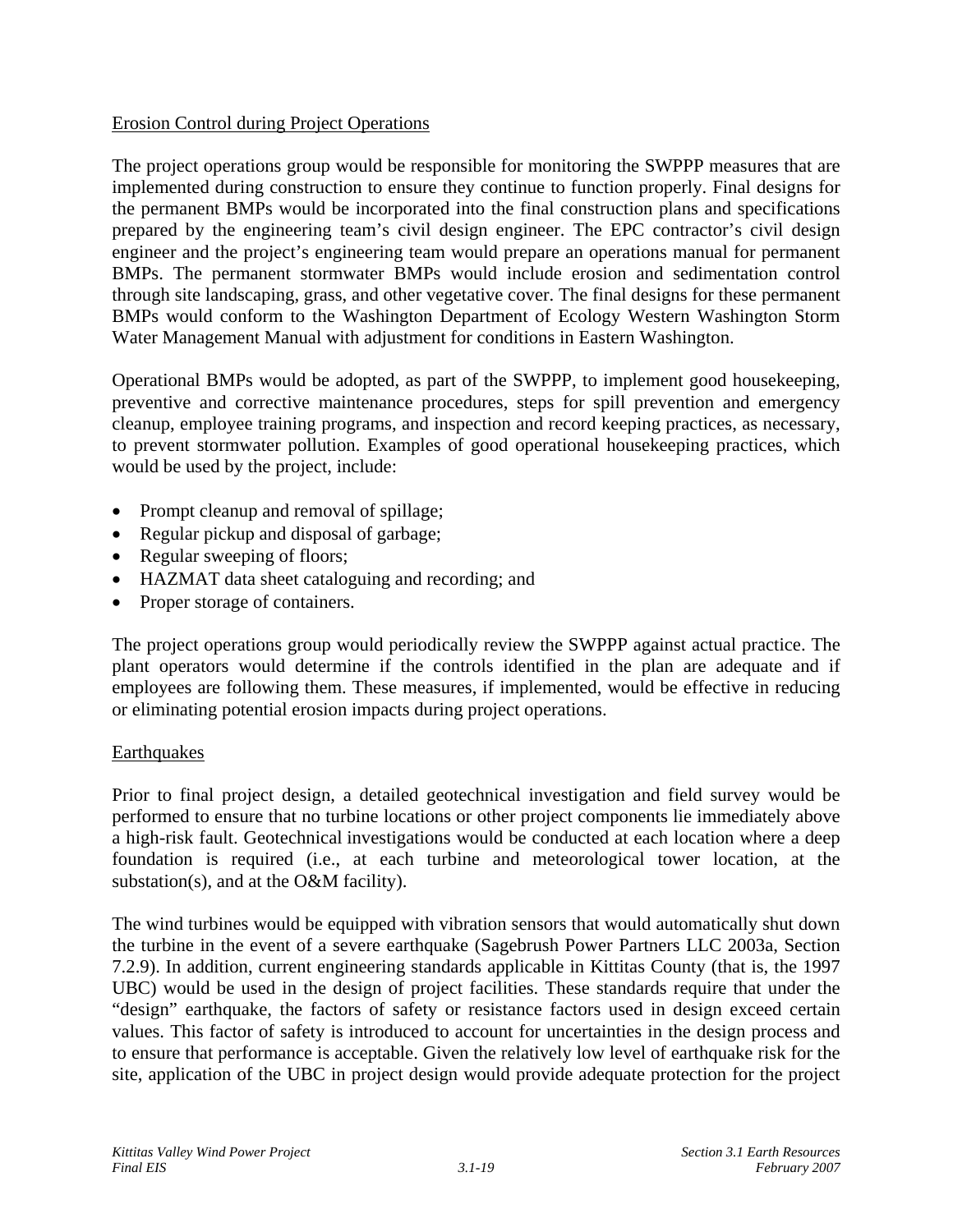Erosion Control during Project Operations

The project operations group would be responsible for monitoring the SWPPP measures that are implemented during construction to ensure they continue to function properly. Final designs for the permanent BMPs would be incorporated into the final construction plans and specifications prepared by the engineering team's civil design engineer. The EPC contractor's civil design engineer and the project's engineering team would prepare an operations manual for permanent BMPs. The permanent stormwater BMPs would include erosion and sedimentation control through site landscaping, grass, and other vegetative cover. The final designs for these permanent BMPs would conform to the Washington Department of Ecology Western Washington Storm Water Management Manual with adjustment for conditions in Eastern Washington.

Operational BMPs would be adopted, as part of the SWPPP, to implement good housekeeping, preventive and corrective maintenance procedures, steps for spill prevention and emergency cleanup, employee training programs, and inspection and record keeping practices, as necessary, to prevent stormwater pollution. Examples of good operational housekeeping practices, which would be used by the project, include:

- Prompt cleanup and removal of spillage;
- Regular pickup and disposal of garbage;
- Regular sweeping of floors;
- HAZMAT data sheet cataloguing and recording; and
- Proper storage of containers.

The project operations group would periodically review the SWPPP against actual practice. The plant operators would determine if the controls identified in the plan are adequate and if employees are following them. These measures, if implemented, would be effective in reducing or eliminating potential erosion impacts during project operations.

Earthquakes

Prior to final project design, a detailed geotechnical investigation and field survey would be performed to ensure that no turbine locations or other project components lie immediately above a high-risk fault. Geotechnical investigations would be conducted at each location where a deep foundation is required (i.e., at each turbine and meteorological tower location, at the substation(s), and at the O&M facility).

The wind turbines would be equipped with vibration sensors that would automatically shut down the turbine in the event of a severe earthquake (Sagebrush Power Partners LLC 2003a, Section 7.2.9). In addition, current engineering standards applicable in Kittitas County (that is, the 1997 UBC) would be used in the design of project facilities. These standards require that under the "design" earthquake, the factors of safety or resistance factors used in design exceed certain values. This factor of safety is introduced to account for uncertainties in the design process and to ensure that performance is acceptable. Given the relatively low level of earthquake risk for the site, application of the UBC in project design would provide adequate protection for the project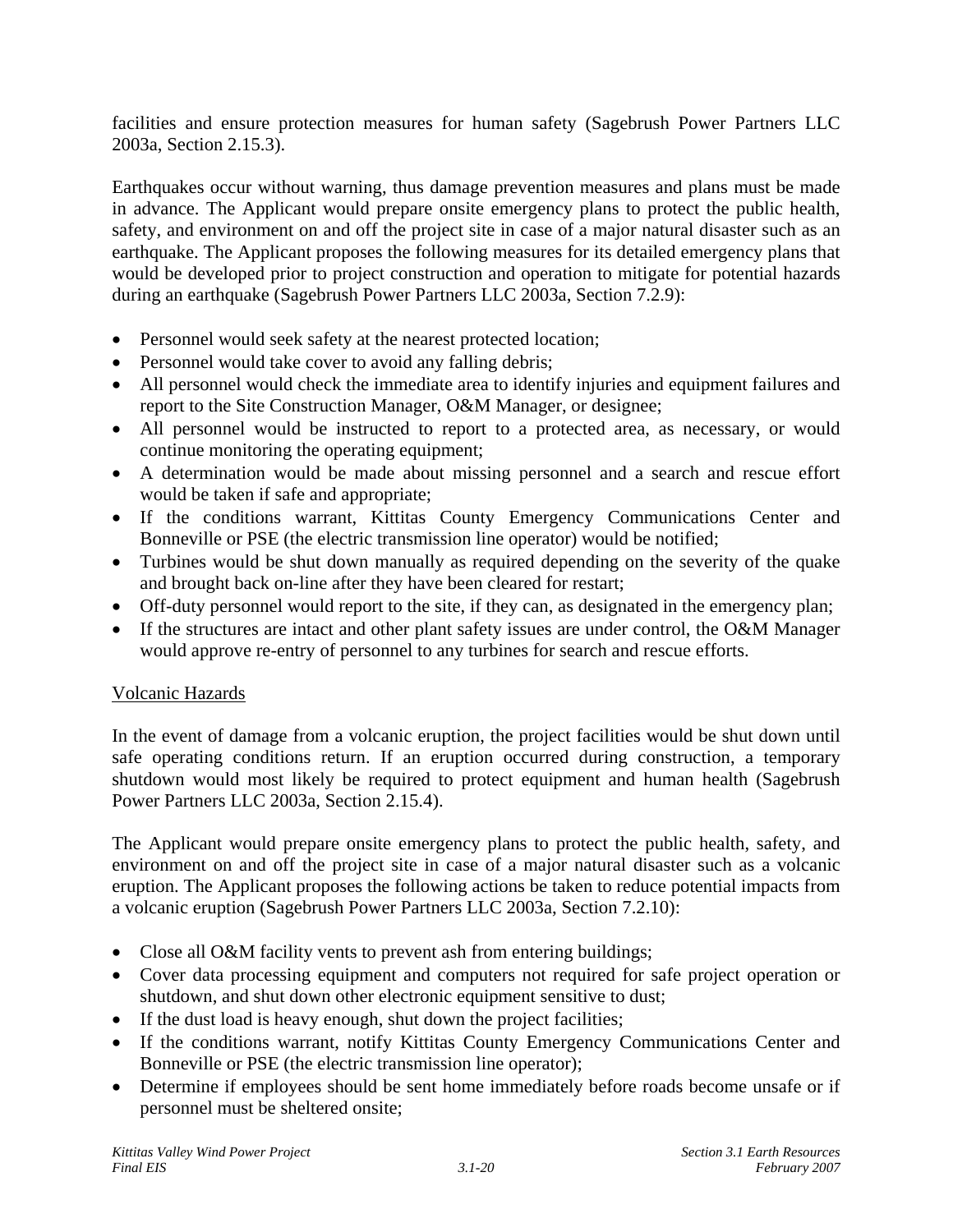facilities and ensure protection measures for human safety (Sagebrush Power Partners LLC 2003a, Section 2.15.3).

Earthquakes occur without warning, thus damage prevention measures and plans must be made in advance. The Applicant would prepare onsite emergency plans to protect the public health, safety, and environment on and off the project site in case of a major natural disaster such as an earthquake. The Applicant proposes the following measures for its detailed emergency plans that would be developed prior to project construction and operation to mitigate for potential hazards during an earthquake (Sagebrush Power Partners LLC 2003a, Section 7.2.9):

- Personnel would seek safety at the nearest protected location;
- Personnel would take cover to avoid any falling debris;
- All personnel would check the immediate area to identify injuries and equipment failures and report to the Site Construction Manager, O&M Manager, or designee;
- All personnel would be instructed to report to a protected area, as necessary, or would continue monitoring the operating equipment;
- A determination would be made about missing personnel and a search and rescue effort would be taken if safe and appropriate;
- If the conditions warrant, Kittitas County Emergency Communications Center and Bonneville or PSE (the electric transmission line operator) would be notified;
- Turbines would be shut down manually as required depending on the severity of the quake and brought back on-line after they have been cleared for restart;
- Off-duty personnel would report to the site, if they can, as designated in the emergency plan;
- If the structures are intact and other plant safety issues are under control, the O&M Manager would approve re-entry of personnel to any turbines for search and rescue efforts.

Volcanic Hazards

In the event of damage from a volcanic eruption, the project facilities would be shut down until safe operating conditions return. If an eruption occurred during construction, a temporary shutdown would most likely be required to protect equipment and human health (Sagebrush Power Partners LLC 2003a, Section 2.15.4).

The Applicant would prepare onsite emergency plans to protect the public health, safety, and environment on and off the project site in case of a major natural disaster such as a volcanic eruption. The Applicant proposes the following actions be taken to reduce potential impacts from a volcanic eruption (Sagebrush Power Partners LLC 2003a, Section 7.2.10):

- Close all O&M facility vents to prevent ash from entering buildings;
- Cover data processing equipment and computers not required for safe project operation or shutdown, and shut down other electronic equipment sensitive to dust;
- If the dust load is heavy enough, shut down the project facilities;
- If the conditions warrant, notify Kittitas County Emergency Communications Center and Bonneville or PSE (the electric transmission line operator);
- Determine if employees should be sent home immediately before roads become unsafe or if personnel must be sheltered onsite;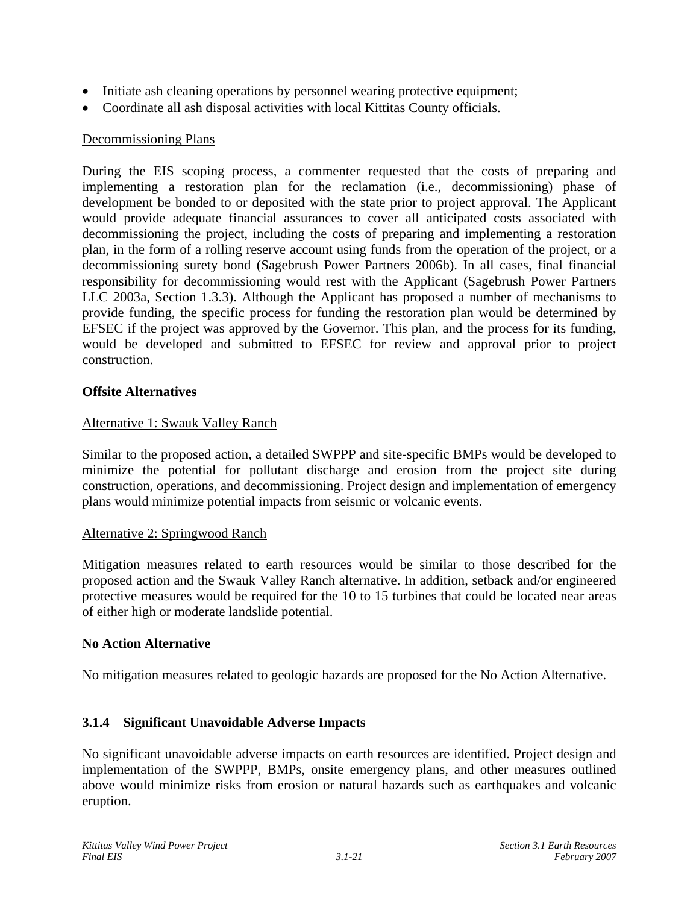- Initiate ash cleaning operations by personnel wearing protective equipment;
- Coordinate all ash disposal activities with local Kittitas County officials.

<u>Decommissioning Plans</u>

During the EIS scoping process, a commenter requested that the costs of preparing and implementing a restoration plan for the reclamation (i.e., decommissioning) phase of development be bonded to or deposited with the state prior to project approval. The Applicant would provide adequate financial assurances to cover all anticipated costs associated with decommissioning the project, including the costs of preparing and implementing a restoration plan, in the form of a rolling reserve account using funds from the operation of the project, or a decommissioning surety bond (Sagebrush Power Partners 2006b). In all cases, final financial responsibility for decommissioning would rest with the Applicant (Sagebrush Power Partners LLC 2003a, Section 1.3.3). Although the Applicant has proposed a number of mechanisms to provide funding, the specific process for funding the restoration plan would be determined by EFSEC if the project was approved by the Governor. This plan, and the process for its funding, would be developed and submitted to EFSEC for review and approval prior to project construction.

**Offsite Alternatives**

<u>Alternative 1: Swauk Valley Ranch</u>

Similar to the proposed action, a detailed SWPPP and site-specific BMPs would be developed to minimize the potential for pollutant discharge and erosion from the project site during construction, operations, and decommissioning. Project design and implementation of emergency plans would minimize potential impacts from seismic or volcanic events.

<u>Alternative 2: Springwood Ranch</u>

Mitigation measures related to earth resources would be similar to those described for the proposed action and the Swauk Valley Ranch alternative. In addition, setback and/or engineered protective measures would be required for the 10 to 15 turbines that could be located near areas of either high or moderate landslide potential.

**No Action Alternative**

No mitigation measures related to geologic hazards are proposed for the No Action Alternative.

### 3.1.4 Significant Unavoidable Adverse Impacts

No significant unavoidable adverse impacts on earth resources are identified. Project design and implementation of the SWPPP, BMPs, onsite emergency plans, and other measures outlined above would minimize risks from erosion or natural hazards such as earthquakes and volcanic eruption.